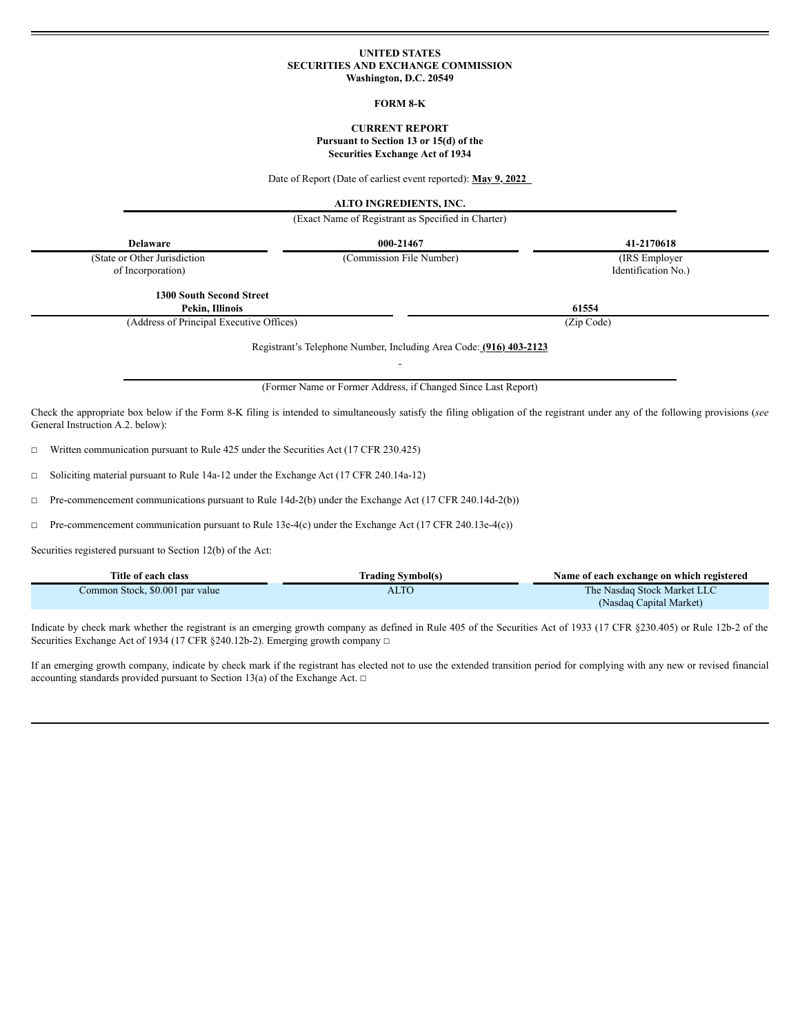**UNITED STATES**
**SECURITIES AND EXCHANGE COMMISSION**
**Washington, D.C. 20549**

**FORM 8-K**

**CURRENT REPORT**
**Pursuant to Section 13 or 15(d) of the**
**Securities Exchange Act of 1934**

Date of Report (Date of earliest event reported): **May 9, 2022**

**ALTO INGREDIENTS, INC.**
(Exact Name of Registrant as Specified in Charter)

| **Delaware** | **000-21467** | **41-2170618** |
|---|---|---|
| (State or Other Jurisdiction of Incorporation) | (Commission File Number) | (IRS Employer Identification No.) |

| **1300 South Second Street Pekin, Illinois** | **61554** |
|---|---|
| (Address of Principal Executive Offices) | (Zip Code) |

Registrant's Telephone Number, Including Area Code: **(916) 403-2123**

(Former Name or Former Address, if Changed Since Last Report)

Check the appropriate box below if the Form 8-K filing is intended to simultaneously satisfy the filing obligation of the registrant under any of the following provisions (*see* General Instruction A.2. below):

□ Written communication pursuant to Rule 425 under the Securities Act (17 CFR 230.425)

□ Soliciting material pursuant to Rule 14a-12 under the Exchange Act (17 CFR 240.14a-12)

□ Pre-commencement communications pursuant to Rule 14d-2(b) under the Exchange Act (17 CFR 240.14d-2(b))

□ Pre-commencement communication pursuant to Rule 13e-4(c) under the Exchange Act (17 CFR 240.13e-4(c))

Securities registered pursuant to Section 12(b) of the Act:

| Title of each class | Trading Symbol(s) | Name of each exchange on which registered |
|---|---|---|
| Common Stock, $0.001 par value | ALTO | The Nasdaq Stock Market LLC (Nasdaq Capital Market) |

Indicate by check mark whether the registrant is an emerging growth company as defined in Rule 405 of the Securities Act of 1933 (17 CFR §230.405) or Rule 12b-2 of the Securities Exchange Act of 1934 (17 CFR §240.12b-2). Emerging growth company □

If an emerging growth company, indicate by check mark if the registrant has elected not to use the extended transition period for complying with any new or revised financial accounting standards provided pursuant to Section 13(a) of the Exchange Act. □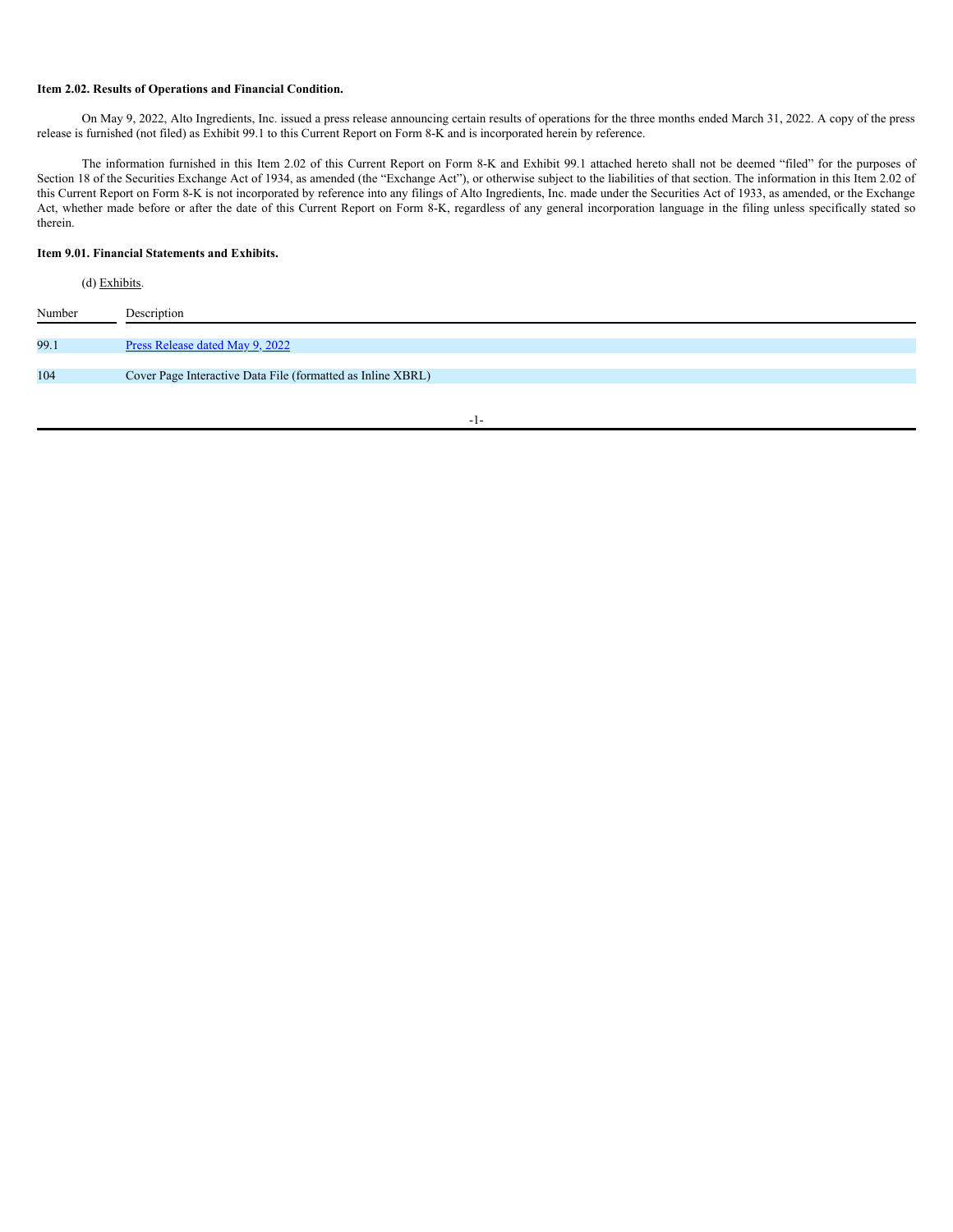**Item 2.02. Results of Operations and Financial Condition.**

On May 9, 2022, Alto Ingredients, Inc. issued a press release announcing certain results of operations for the three months ended March 31, 2022. A copy of the press release is furnished (not filed) as Exhibit 99.1 to this Current Report on Form 8-K and is incorporated herein by reference.

The information furnished in this Item 2.02 of this Current Report on Form 8-K and Exhibit 99.1 attached hereto shall not be deemed “filed” for the purposes of Section 18 of the Securities Exchange Act of 1934, as amended (the “Exchange Act”), or otherwise subject to the liabilities of that section. The information in this Item 2.02 of this Current Report on Form 8-K is not incorporated by reference into any filings of Alto Ingredients, Inc. made under the Securities Act of 1933, as amended, or the Exchange Act, whether made before or after the date of this Current Report on Form 8-K, regardless of any general incorporation language in the filing unless specifically stated so therein.

**Item 9.01. Financial Statements and Exhibits.**

(d) Exhibits.

| Number | Description |
|---|---|
| 99.1 | Press Release dated May 9, 2022 |
| 104 | Cover Page Interactive Data File (formatted as Inline XBRL) |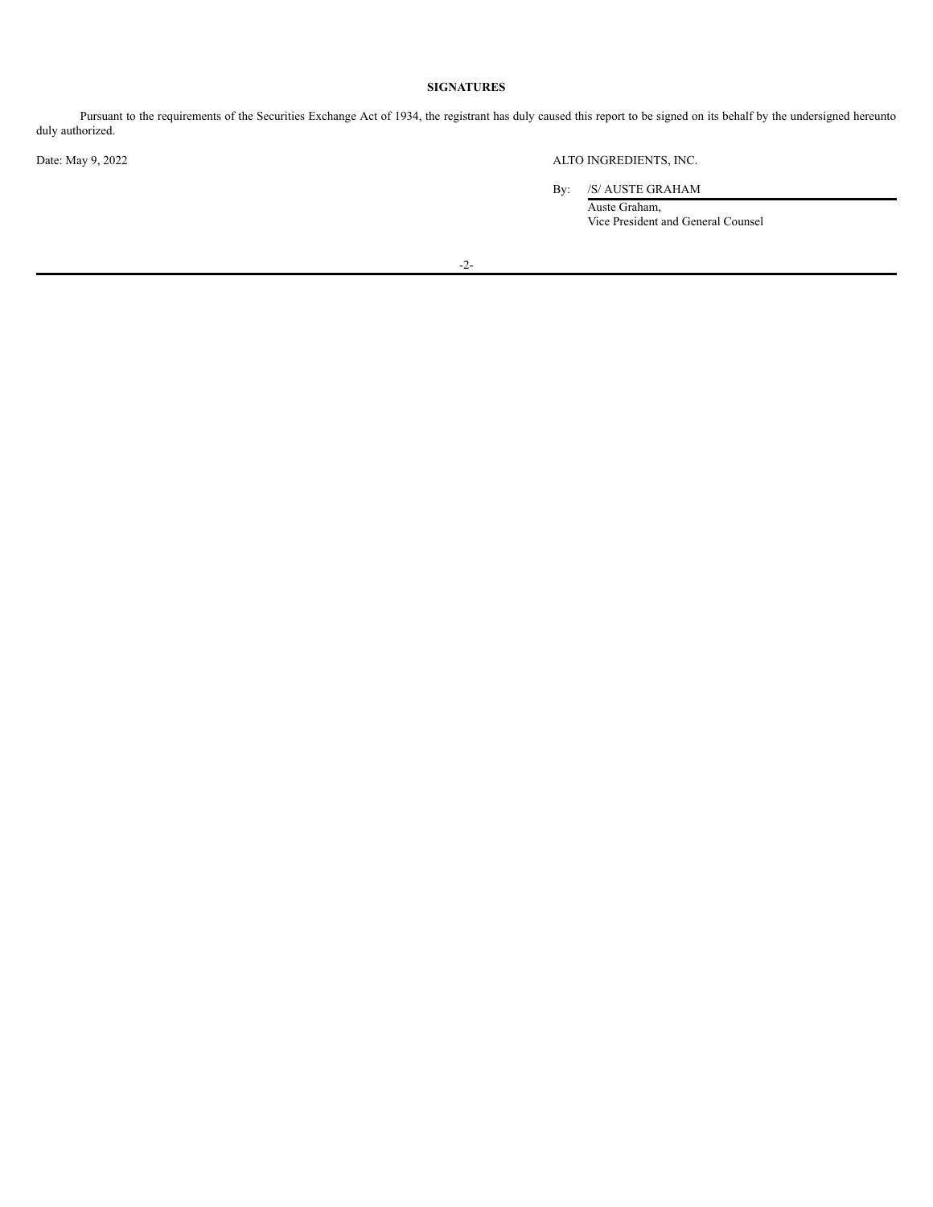**SIGNATURES**

Pursuant to the requirements of the Securities Exchange Act of 1934, the registrant has duly caused this report to be signed on its behalf by the undersigned hereunto duly authorized.

Date: May 9, 2022

ALTO INGREDIENTS, INC.

By: /S/ AUSTE GRAHAM

Auste Graham,
Vice President and General Counsel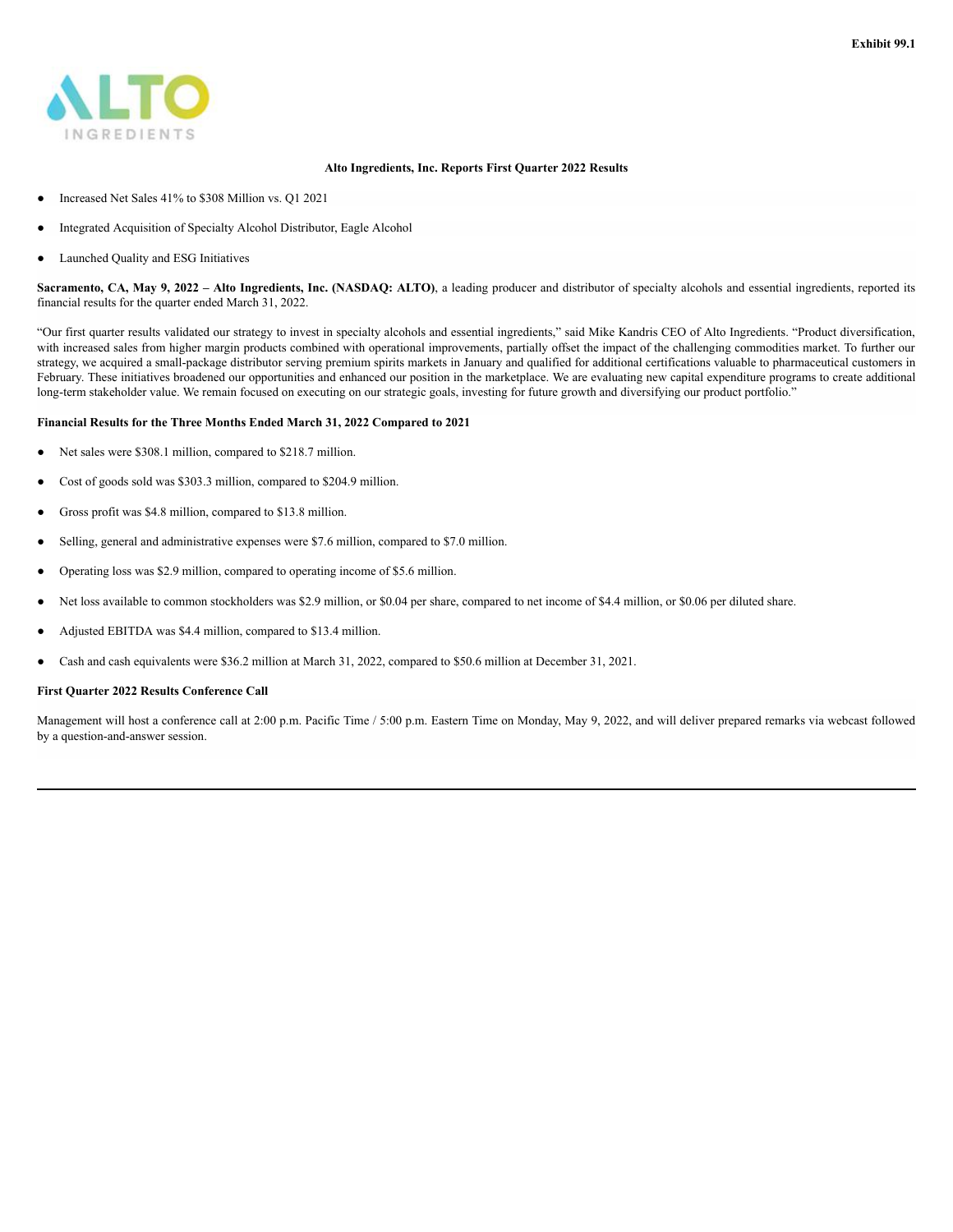**Exhibit 99.1**

ALTO INGREDIENTS

**Alto Ingredients, Inc. Reports First Quarter 2022 Results**

- Increased Net Sales 41% to $308 Million vs. Q1 2021
- Integrated Acquisition of Specialty Alcohol Distributor, Eagle Alcohol
- Launched Quality and ESG Initiatives

**Sacramento, CA, May 9, 2022 – Alto Ingredients, Inc. (NASDAQ: ALTO)**, a leading producer and distributor of specialty alcohols and essential ingredients, reported its financial results for the quarter ended March 31, 2022.

"Our first quarter results validated our strategy to invest in specialty alcohols and essential ingredients," said Mike Kandris CEO of Alto Ingredients. "Product diversification, with increased sales from higher margin products combined with operational improvements, partially offset the impact of the challenging commodities market. To further our strategy, we acquired a small-package distributor serving premium spirits markets in January and qualified for additional certifications valuable to pharmaceutical customers in February. These initiatives broadened our opportunities and enhanced our position in the marketplace. We are evaluating new capital expenditure programs to create additional long-term stakeholder value. We remain focused on executing on our strategic goals, investing for future growth and diversifying our product portfolio."

**Financial Results for the Three Months Ended March 31, 2022 Compared to 2021**

- Net sales were $308.1 million, compared to $218.7 million.
- Cost of goods sold was $303.3 million, compared to $204.9 million.
- Gross profit was $4.8 million, compared to $13.8 million.
- Selling, general and administrative expenses were $7.6 million, compared to $7.0 million.
- Operating loss was $2.9 million, compared to operating income of $5.6 million.
- Net loss available to common stockholders was $2.9 million, or $0.04 per share, compared to net income of $4.4 million, or $0.06 per diluted share.
- Adjusted EBITDA was $4.4 million, compared to $13.4 million.
- Cash and cash equivalents were $36.2 million at March 31, 2022, compared to $50.6 million at December 31, 2021.

**First Quarter 2022 Results Conference Call**

Management will host a conference call at 2:00 p.m. Pacific Time / 5:00 p.m. Eastern Time on Monday, May 9, 2022, and will deliver prepared remarks via webcast followed by a question-and-answer session.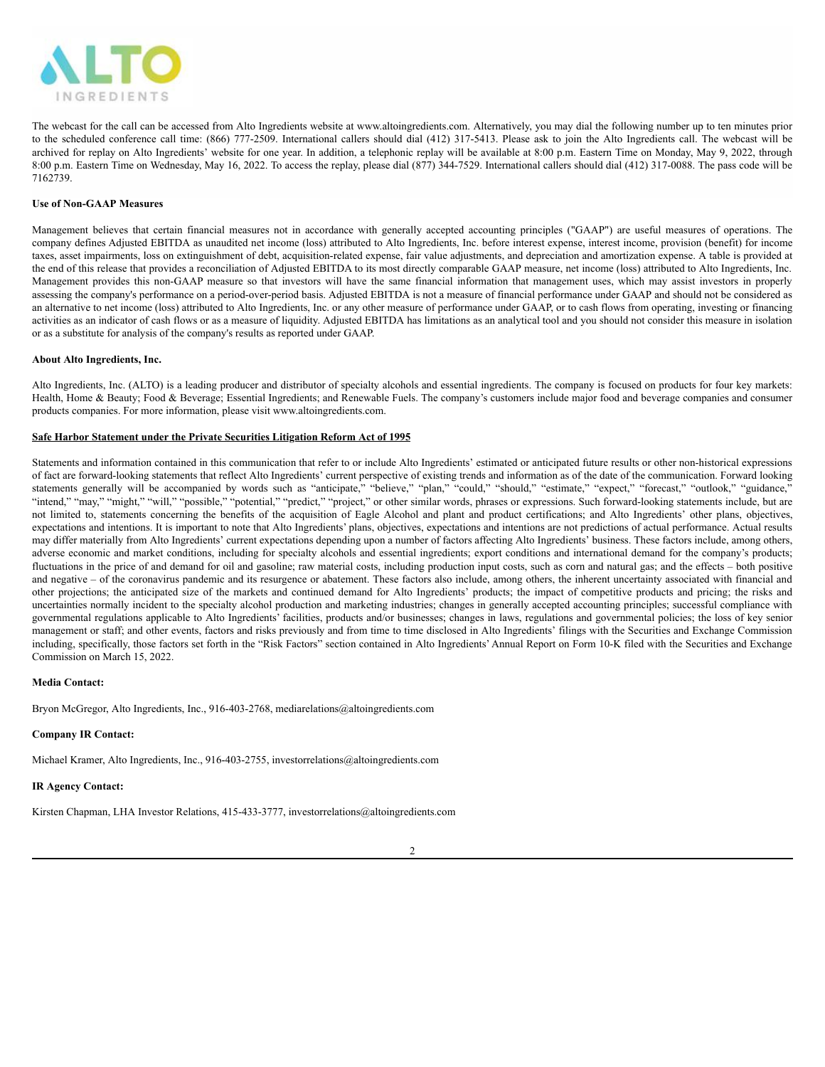The webcast for the call can be accessed from Alto Ingredients website at www.altoingredients.com. Alternatively, you may dial the following number up to ten minutes prior to the scheduled conference call time: (866) 777-2509. International callers should dial (412) 317-5413. Please ask to join the Alto Ingredients call. The webcast will be archived for replay on Alto Ingredients' website for one year. In addition, a telephonic replay will be available at 8:00 p.m. Eastern Time on Monday, May 9, 2022, through 8:00 p.m. Eastern Time on Wednesday, May 16, 2022. To access the replay, please dial (877) 344-7529. International callers should dial (412) 317-0088. The pass code will be 7162739.

**Use of Non-GAAP Measures**

Management believes that certain financial measures not in accordance with generally accepted accounting principles ("GAAP") are useful measures of operations. The company defines Adjusted EBITDA as unaudited net income (loss) attributed to Alto Ingredients, Inc. before interest expense, interest income, provision (benefit) for income taxes, asset impairments, loss on extinguishment of debt, acquisition-related expense, fair value adjustments, and depreciation and amortization expense. A table is provided at the end of this release that provides a reconciliation of Adjusted EBITDA to its most directly comparable GAAP measure, net income (loss) attributed to Alto Ingredients, Inc. Management provides this non-GAAP measure so that investors will have the same financial information that management uses, which may assist investors in properly assessing the company's performance on a period-over-period basis. Adjusted EBITDA is not a measure of financial performance under GAAP and should not be considered as an alternative to net income (loss) attributed to Alto Ingredients, Inc. or any other measure of performance under GAAP, or to cash flows from operating, investing or financing activities as an indicator of cash flows or as a measure of liquidity. Adjusted EBITDA has limitations as an analytical tool and you should not consider this measure in isolation or as a substitute for analysis of the company's results as reported under GAAP.

**About Alto Ingredients, Inc.**

Alto Ingredients, Inc. (ALTO) is a leading producer and distributor of specialty alcohols and essential ingredients. The company is focused on products for four key markets: Health, Home & Beauty; Food & Beverage; Essential Ingredients; and Renewable Fuels. The company's customers include major food and beverage companies and consumer products companies. For more information, please visit www.altoingredients.com.

**Safe Harbor Statement under the Private Securities Litigation Reform Act of 1995**

Statements and information contained in this communication that refer to or include Alto Ingredients' estimated or anticipated future results or other non-historical expressions of fact are forward-looking statements that reflect Alto Ingredients' current perspective of existing trends and information as of the date of the communication. Forward looking statements generally will be accompanied by words such as "anticipate," "believe," "plan," "could," "should," "estimate," "expect," "forecast," "outlook," "guidance," "intend," "may," "might," "will," "possible," "potential," "predict," "project," or other similar words, phrases or expressions. Such forward-looking statements include, but are not limited to, statements concerning the benefits of the acquisition of Eagle Alcohol and plant and product certifications; and Alto Ingredients' other plans, objectives, expectations and intentions. It is important to note that Alto Ingredients' plans, objectives, expectations and intentions are not predictions of actual performance. Actual results may differ materially from Alto Ingredients' current expectations depending upon a number of factors affecting Alto Ingredients' business. These factors include, among others, adverse economic and market conditions, including for specialty alcohols and essential ingredients; export conditions and international demand for the company's products; fluctuations in the price of and demand for oil and gasoline; raw material costs, including production input costs, such as corn and natural gas; and the effects – both positive and negative – of the coronavirus pandemic and its resurgence or abatement. These factors also include, among others, the inherent uncertainty associated with financial and other projections; the anticipated size of the markets and continued demand for Alto Ingredients' products; the impact of competitive products and pricing; the risks and uncertainties normally incident to the specialty alcohol production and marketing industries; changes in generally accepted accounting principles; successful compliance with governmental regulations applicable to Alto Ingredients' facilities, products and/or businesses; changes in laws, regulations and governmental policies; the loss of key senior management or staff; and other events, factors and risks previously and from time to time disclosed in Alto Ingredients' filings with the Securities and Exchange Commission including, specifically, those factors set forth in the "Risk Factors" section contained in Alto Ingredients' Annual Report on Form 10-K filed with the Securities and Exchange Commission on March 15, 2022.

**Media Contact:**

Bryon McGregor, Alto Ingredients, Inc., 916-403-2768, mediarelations@altoingredients.com

**Company IR Contact:**

Michael Kramer, Alto Ingredients, Inc., 916-403-2755, investorrelations@altoingredients.com

**IR Agency Contact:**

Kirsten Chapman, LHA Investor Relations, 415-433-3777, investorrelations@altoingredients.com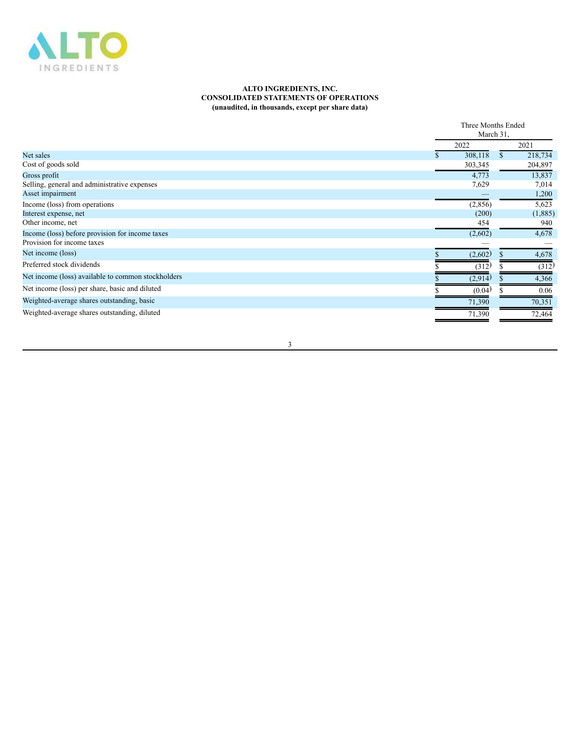**ALTO INGREDIENTS, INC.**
**CONSOLIDATED STATEMENTS OF OPERATIONS**
**(unaudited, in thousands, except per share data)**

| | Three Months Ended March 31, | |
|---|---|---|
| | 2022 | 2021 |
| Net sales | $ 308,118 | $ 218,734 |
| Cost of goods sold | 303,345 | 204,897 |
| Gross profit | 4,773 | 13,837 |
| Selling, general and administrative expenses | 7,629 | 7,014 |
| Asset impairment | — | 1,200 |
| Income (loss) from operations | (2,856) | 5,623 |
| Interest expense, net | (200) | (1,885) |
| Other income, net | 454 | 940 |
| Income (loss) before provision for income taxes | (2,602) | 4,678 |
| Provision for income taxes | — | — |
| Net income (loss) | $ (2,602) | $ 4,678 |
| Preferred stock dividends | $ (312) | $ (312) |
| Net income (loss) available to common stockholders | $ (2,914) | $ 4,366 |
| Net income (loss) per share, basic and diluted | $ (0.04) | $ 0.06 |
| Weighted-average shares outstanding, basic | 71,390 | 70,351 |
| Weighted-average shares outstanding, diluted | 71,390 | 72,464 |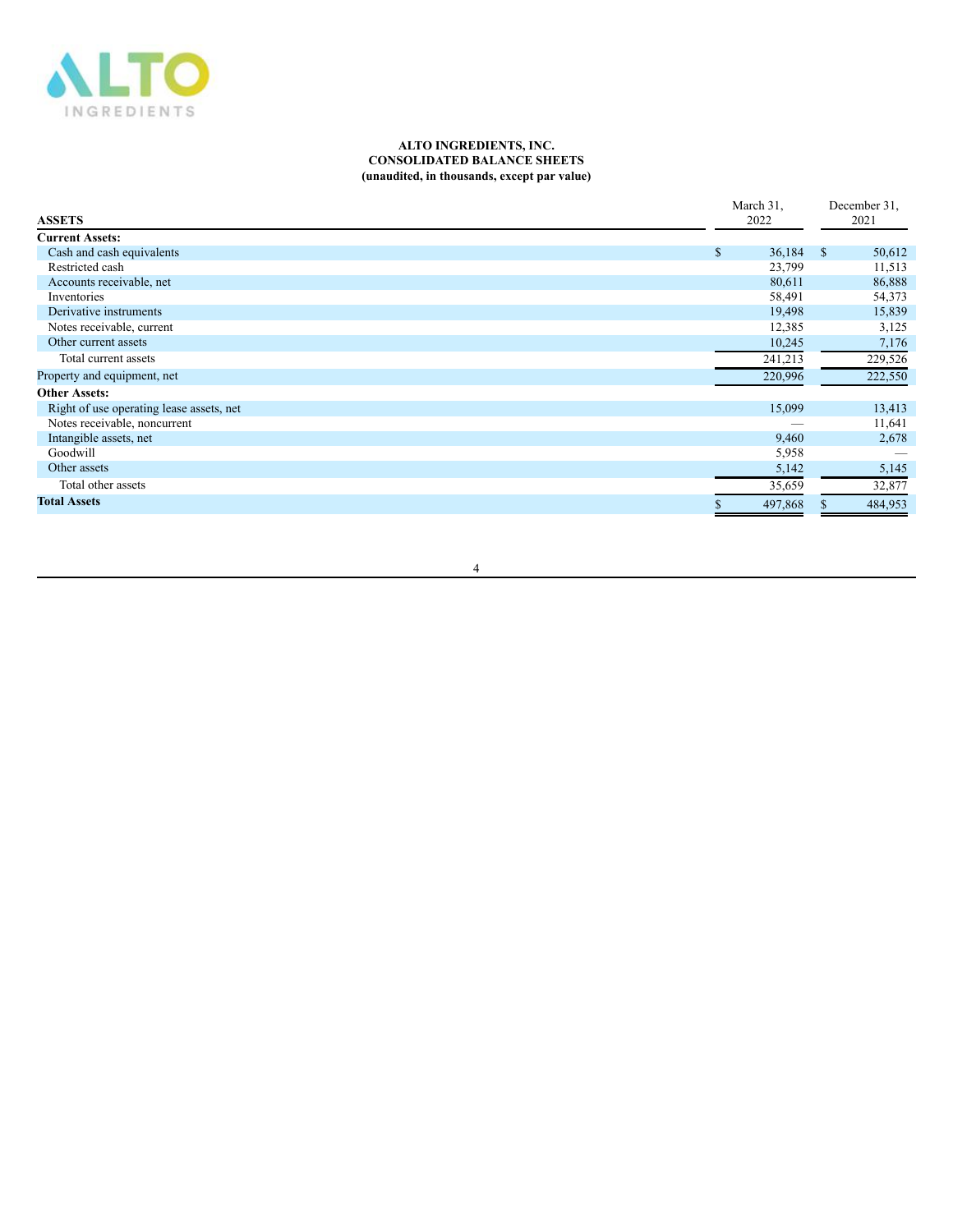**ALTO INGREDIENTS, INC.**
**CONSOLIDATED BALANCE SHEETS**
**(unaudited, in thousands, except par value)**

| ASSETS | March 31, 2022 | December 31, 2021 |
|---|---|---|
| **Current Assets:** | | |
| Cash and cash equivalents | $ 36,184 | $ 50,612 |
| Restricted cash | 23,799 | 11,513 |
| Accounts receivable, net | 80,611 | 86,888 |
| Inventories | 58,491 | 54,373 |
| Derivative instruments | 19,498 | 15,839 |
| Notes receivable, current | 12,385 | 3,125 |
| Other current assets | 10,245 | 7,176 |
| Total current assets | 241,213 | 229,526 |
| Property and equipment, net | 220,996 | 222,550 |
| **Other Assets:** | | |
| Right of use operating lease assets, net | 15,099 | 13,413 |
| Notes receivable, noncurrent | — | 11,641 |
| Intangible assets, net | 9,460 | 2,678 |
| Goodwill | 5,958 | — |
| Other assets | 5,142 | 5,145 |
| Total other assets | 35,659 | 32,877 |
| **Total Assets** | $ 497,868 | $ 484,953 |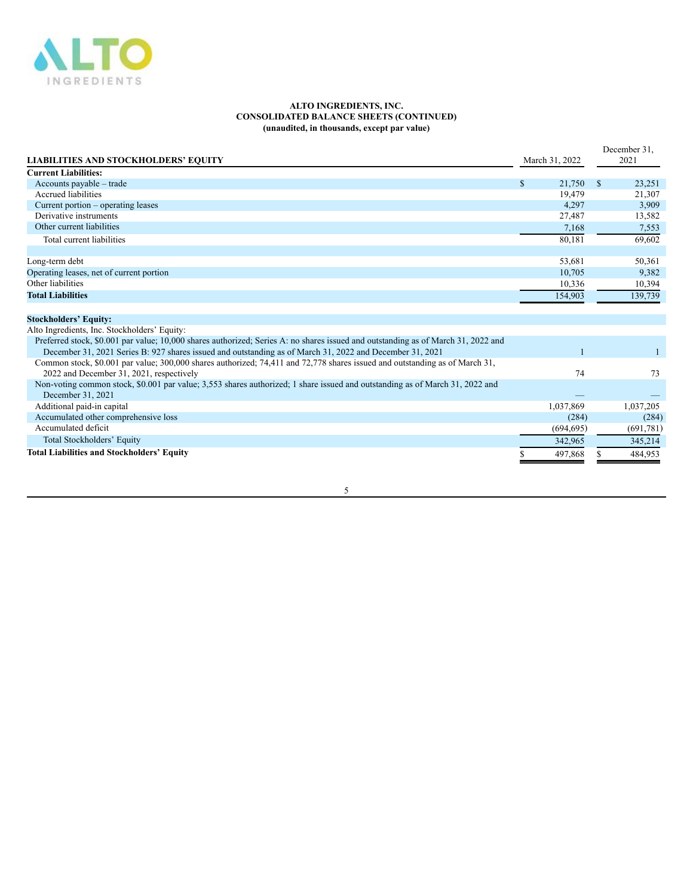**ALTO INGREDIENTS, INC.**
**CONSOLIDATED BALANCE SHEETS (CONTINUED)**
**(unaudited, in thousands, except par value)**

| LIABILITIES AND STOCKHOLDERS' EQUITY | March 31, 2022 | December 31, 2021 |
|---|---|---|
| **Current Liabilities:** | | |
| Accounts payable – trade | $ 21,750 | $ 23,251 |
| Accrued liabilities | 19,479 | 21,307 |
| Current portion – operating leases | 4,297 | 3,909 |
| Derivative instruments | 27,487 | 13,582 |
| Other current liabilities | 7,168 | 7,553 |
| Total current liabilities | 80,181 | 69,602 |
| | | |
| Long-term debt | 53,681 | 50,361 |
| Operating leases, net of current portion | 10,705 | 9,382 |
| Other liabilities | 10,336 | 10,394 |
| **Total Liabilities** | 154,903 | 139,739 |
| | | |
| **Stockholders' Equity:** | | |
| Alto Ingredients, Inc. Stockholders' Equity: | | |
| Preferred stock, $0.001 par value; 10,000 shares authorized; Series A: no shares issued and outstanding as of March 31, 2022 and December 31, 2021 Series B: 927 shares issued and outstanding as of March 31, 2022 and December 31, 2021 | 1 | 1 |
| Common stock, $0.001 par value; 300,000 shares authorized; 74,411 and 72,778 shares issued and outstanding as of March 31, 2022 and December 31, 2021, respectively | 74 | 73 |
| Non-voting common stock, $0.001 par value; 3,553 shares authorized; 1 share issued and outstanding as of March 31, 2022 and December 31, 2021 | — | — |
| Additional paid-in capital | 1,037,869 | 1,037,205 |
| Accumulated other comprehensive loss | (284) | (284) |
| Accumulated deficit | (694,695) | (691,781) |
| Total Stockholders' Equity | 342,965 | 345,214 |
| **Total Liabilities and Stockholders' Equity** | $ 497,868 | $ 484,953 |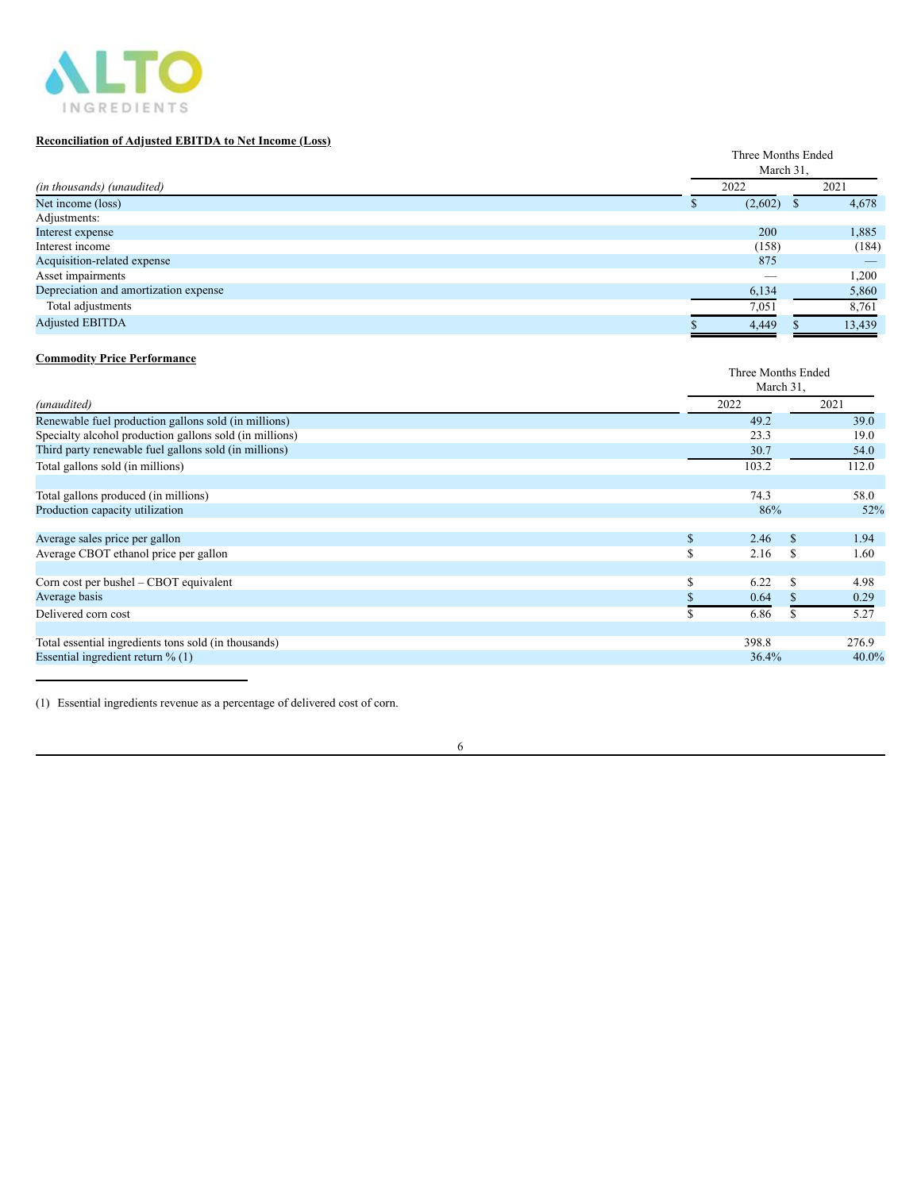ALTO INGREDIENTS

**Reconciliation of Adjusted EBITDA to Net Income (Loss)**

| *(in thousands) (unaudited)* | Three Months Ended March 31, 2022 | Three Months Ended March 31, 2021 |
|---|---|---|
| Net income (loss) | $ (2,602) | $ 4,678 |
| Adjustments: | | |
| Interest expense | 200 | 1,885 |
| Interest income | (158) | (184) |
| Acquisition-related expense | 875 | — |
| Asset impairments | — | 1,200 |
| Depreciation and amortization expense | 6,134 | 5,860 |
| Total adjustments | 7,051 | 8,761 |
| Adjusted EBITDA | $ 4,449 | $ 13,439 |

**Commodity Price Performance**

| *(unaudited)* | Three Months Ended March 31, 2022 | Three Months Ended March 31, 2021 |
|---|---|---|
| Renewable fuel production gallons sold (in millions) | 49.2 | 39.0 |
| Specialty alcohol production gallons sold (in millions) | 23.3 | 19.0 |
| Third party renewable fuel gallons sold (in millions) | 30.7 | 54.0 |
| Total gallons sold (in millions) | 103.2 | 112.0 |
| | | |
| Total gallons produced (in millions) | 74.3 | 58.0 |
| Production capacity utilization | 86% | 52% |
| | | |
| Average sales price per gallon | $ 2.46 | $ 1.94 |
| Average CBOT ethanol price per gallon | $ 2.16 | $ 1.60 |
| | | |
| Corn cost per bushel – CBOT equivalent | $ 6.22 | $ 4.98 |
| Average basis | $ 0.64 | $ 0.29 |
| Delivered corn cost | $ 6.86 | $ 5.27 |
| | | |
| Total essential ingredients tons sold (in thousands) | 398.8 | 276.9 |
| Essential ingredient return % (1) | 36.4% | 40.0% |

(1) Essential ingredients revenue as a percentage of delivered cost of corn.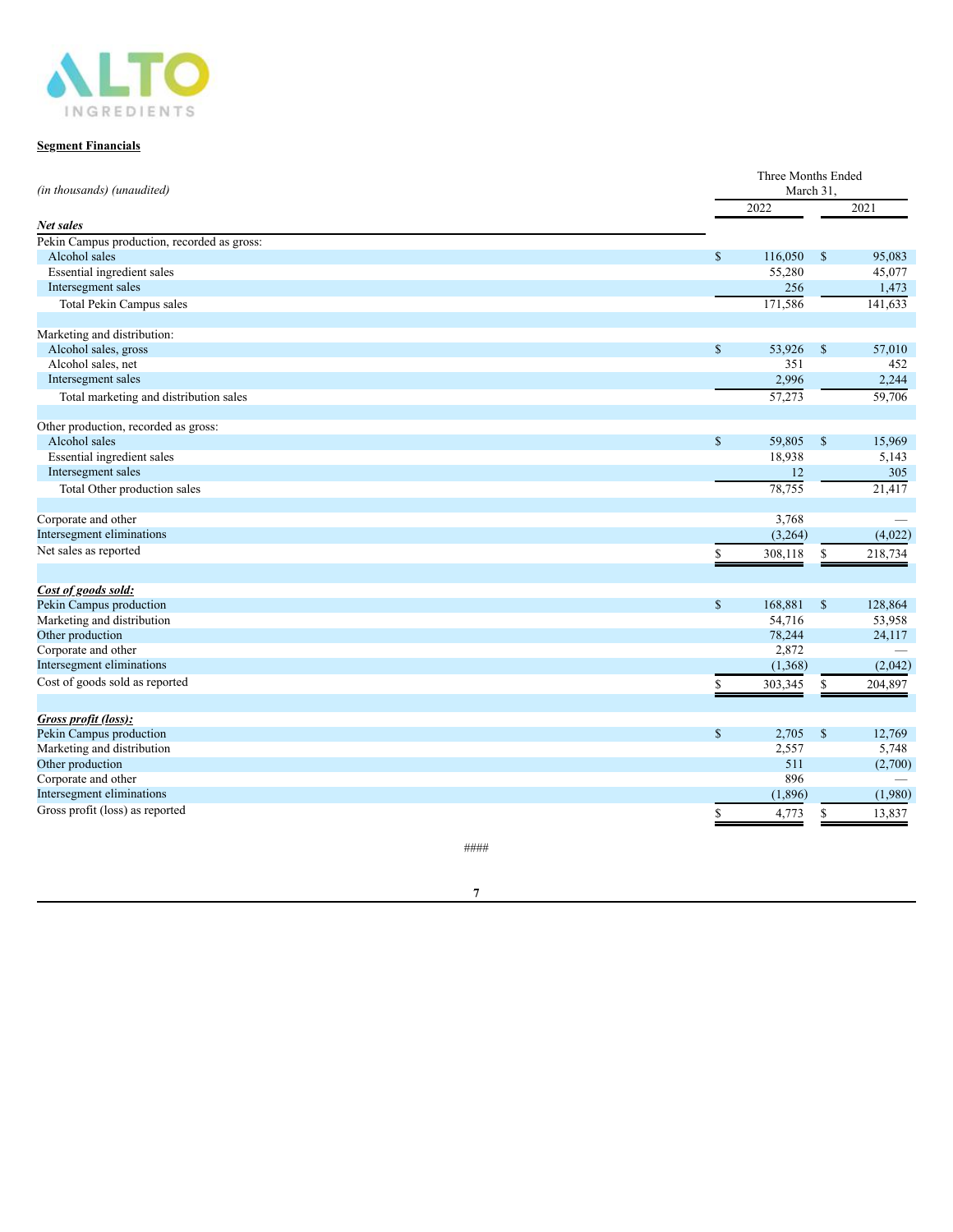**Segment Financials**

| *(in thousands) (unaudited)* | Three Months Ended March 31, | |
|---|---|---|
| | 2022 | 2021 |
| ***Net sales*** | | |
| Pekin Campus production, recorded as gross: | | |
| Alcohol sales | $ 116,050 | $ 95,083 |
| Essential ingredient sales | 55,280 | 45,077 |
| Intersegment sales | 256 | 1,473 |
| Total Pekin Campus sales | 171,586 | 141,633 |
| | | |
| Marketing and distribution: | | |
| Alcohol sales, gross | $ 53,926 | $ 57,010 |
| Alcohol sales, net | 351 | 452 |
| Intersegment sales | 2,996 | 2,244 |
| Total marketing and distribution sales | 57,273 | 59,706 |
| | | |
| Other production, recorded as gross: | | |
| Alcohol sales | $ 59,805 | $ 15,969 |
| Essential ingredient sales | 18,938 | 5,143 |
| Intersegment sales | 12 | 305 |
| Total Other production sales | 78,755 | 21,417 |
| | | |
| Corporate and other | 3,768 | — |
| Intersegment eliminations | (3,264) | (4,022) |
| Net sales as reported | $ 308,118 | $ 218,734 |
| | | |
| ***Cost of goods sold:*** | | |
| Pekin Campus production | $ 168,881 | $ 128,864 |
| Marketing and distribution | 54,716 | 53,958 |
| Other production | 78,244 | 24,117 |
| Corporate and other | 2,872 | — |
| Intersegment eliminations | (1,368) | (2,042) |
| Cost of goods sold as reported | $ 303,345 | $ 204,897 |
| | | |
| ***Gross profit (loss):*** | | |
| Pekin Campus production | $ 2,705 | $ 12,769 |
| Marketing and distribution | 2,557 | 5,748 |
| Other production | 511 | (2,700) |
| Corporate and other | 896 | — |
| Intersegment eliminations | (1,896) | (1,980) |
| Gross profit (loss) as reported | $ 4,773 | $ 13,837 |

####